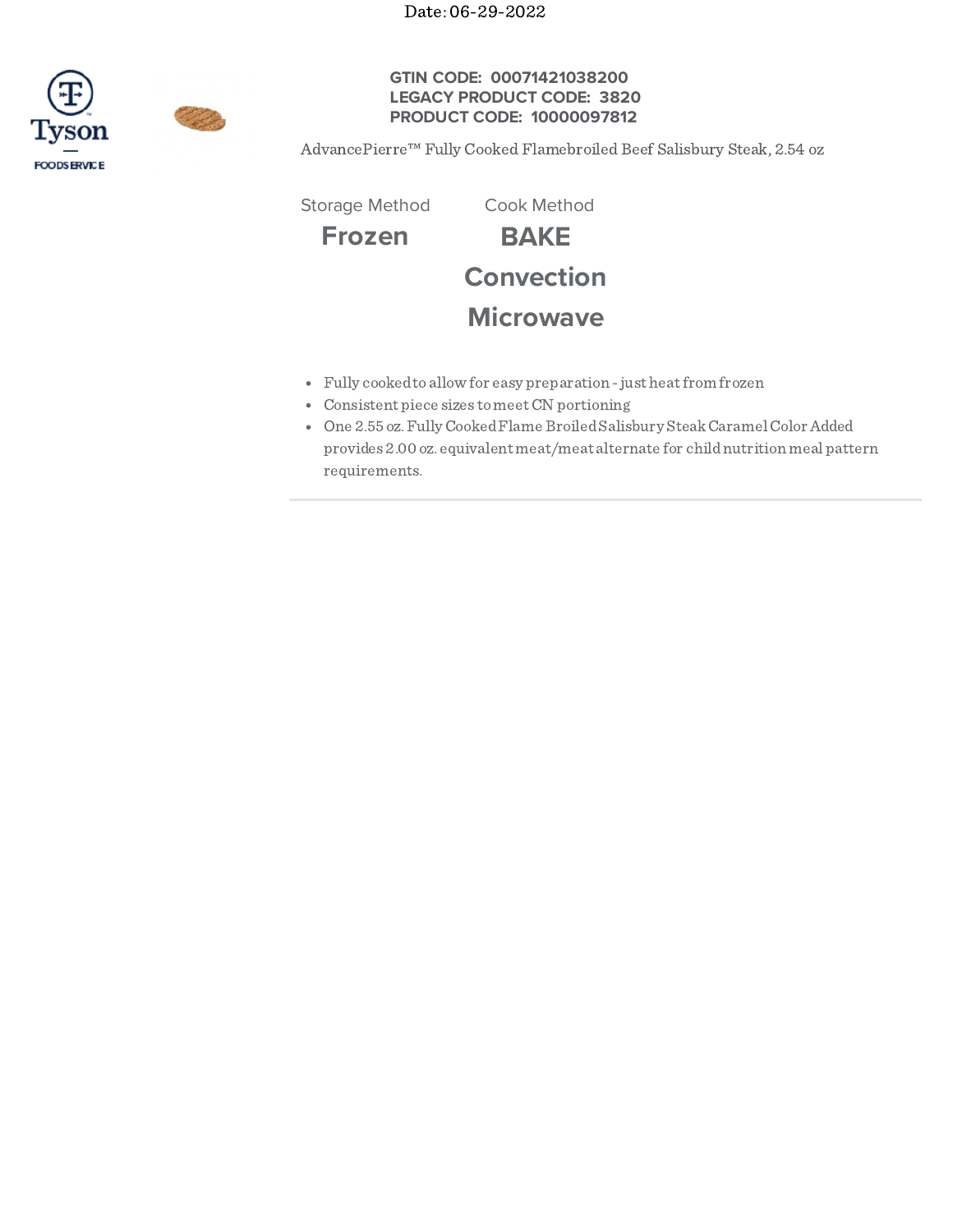Date: 06-29-2022

Tyson FOODSERVICE

**GTIN CODE: 00071421038200**
**LEGACY PRODUCT CODE: 3820**
**PRODUCT CODE: 10000097812**

AdvancePierre™ Fully Cooked Flamebroiled Beef Salisbury Steak, 2.54 oz

| Storage Method | Cook Method |
| --- | --- |
| **Frozen** | **BAKE** |
| | **Convection** |
| | **Microwave** |

- Fully cooked to allow for easy preparation - just heat from frozen
- Consistent piece sizes to meet CN portioning
- One 2.55 oz. Fully Cooked Flame Broiled Salisbury Steak Caramel Color Added provides 2.00 oz. equivalent meat/meat alternate for child nutrition meal pattern requirements.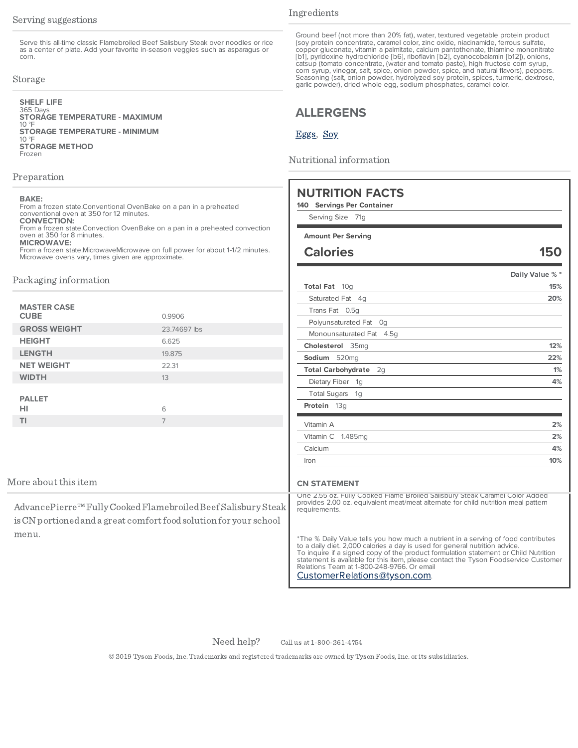## Serving suggestions

Serve this all-time classic Flamebroiled Beef Salisbury Steak over noodles or rice as a center of plate. Add your favorite in-season veggies such as asparagus or corn.

## Storage

**SHELF LIFE**
365 Days
**STORAGE TEMPERATURE - MAXIMUM**
10 °F
**STORAGE TEMPERATURE - MINIMUM**
10 °F
**STORAGE METHOD**
Frozen

## Preparation

**BAKE:**
From a frozen state.Conventional OvenBake on a pan in a preheated conventional oven at 350 for 12 minutes.
**CONVECTION:**
From a frozen state.Convection OvenBake on a pan in a preheated convection oven at 350 for 8 minutes.
**MICROWAVE:**
From a frozen state.MicrowaveMicrowave on full power for about 1-1/2 minutes. Microwave ovens vary, times given are approximate.

## Packaging information

| | |
|---|---|
| **MASTER CASE** | |
| **CUBE** | 0.9906 |
| **GROSS WEIGHT** | 23.74697 lbs |
| **HEIGHT** | 6.625 |
| **LENGTH** | 19.875 |
| **NET WEIGHT** | 22.31 |
| **WIDTH** | 13 |
| **PALLET** | |
| **HI** | 6 |
| **TI** | 7 |

## More about this item

AdvancePierre™ Fully Cooked Flamebroiled Beef Salisbury Steak is CN portioned and a great comfort food solution for your school menu.

## Ingredients

Ground beef (not more than 20% fat), water, textured vegetable protein product (soy protein concentrate, caramel color, zinc oxide, niacinamide, ferrous sulfate, copper gluconate, vitamin a palmitate, calcium pantothenate, thiamine mononitrate [b1], pyridoxine hydrochloride [b6], riboflavin [b2], cyanocobalamin [b12]), onions, catsup (tomato concentrate, (water and tomato paste), high fructose corn syrup, corn syrup, vinegar, salt, spice, onion powder, spice, and natural flavors), peppers. Seasoning (salt, onion powder, hydrolyzed soy protein, spices, turmeric, dextrose, garlic powder), dried whole egg, sodium phosphates, caramel color.

## ALLERGENS

Eggs, Soy

## Nutritional information

### NUTRITION FACTS

**140 Servings Per Container**
Serving Size 71g

**Amount Per Serving**

| Calories | 150 |
|---|---|
| | **Daily Value % \*** |
| **Total Fat** 10g | **15%** |
| Saturated Fat 4g | **20%** |
| Trans Fat 0.5g | |
| Polyunsaturated Fat 0g | |
| Monounsaturated Fat 4.5g | |
| **Cholesterol** 35mg | **12%** |
| **Sodium** 520mg | **22%** |
| **Total Carbohydrate** 2g | **1%** |
| Dietary Fiber 1g | **4%** |
| Total Sugars 1g | |
| **Protein** 13g | |
| Vitamin A | **2%** |
| Vitamin C 1.485mg | **2%** |
| Calcium | **4%** |
| Iron | **10%** |

**CN STATEMENT**

One 2.55 oz. Fully Cooked Flame Broiled Salisbury Steak Caramel Color Added provides 2.00 oz. equivalent meat/meat alternate for child nutrition meal pattern requirements.

\*The % Daily Value tells you how much a nutrient in a serving of food contributes to a daily diet. 2,000 calories a day is used for general nutrition advice.
To inquire if a signed copy of the product formulation statement or Child Nutrition statement is available for this item, please contact the Tyson Foodservice Customer Relations Team at 1-800-248-9766. Or email CustomerRelations@tyson.com.

Need help? Call us at 1-800-261-4754

© 2019 Tyson Foods, Inc. Trademarks and registered trademarks are owned by Tyson Foods, Inc. or its subsidiaries.